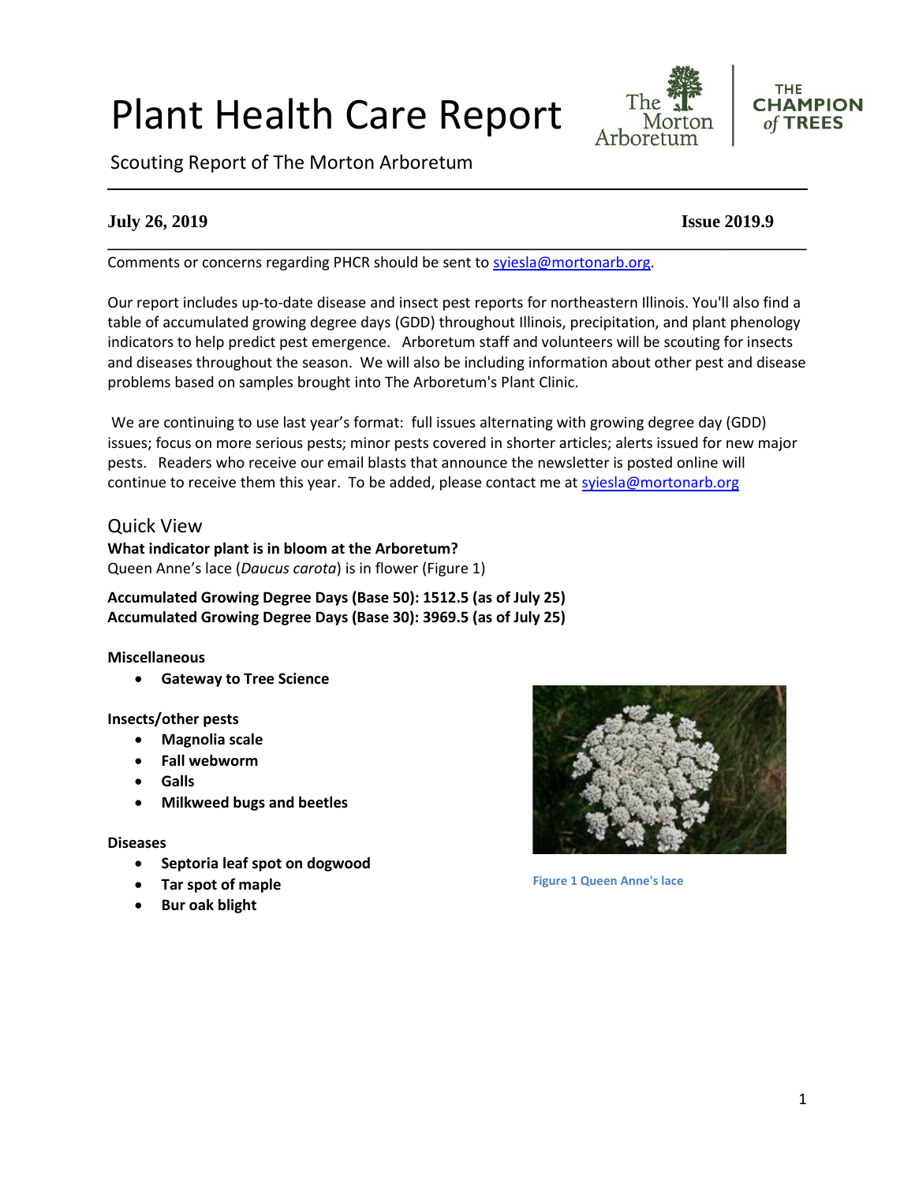# Plant Health Care Report

Scouting Report of The Morton Arboretum

**July 26, 2019** **Issue 2019.9**

Comments or concerns regarding PHCR should be sent to syiesla@mortonarb.org.

Our report includes up-to-date disease and insect pest reports for northeastern Illinois. You'll also find a table of accumulated growing degree days (GDD) throughout Illinois, precipitation, and plant phenology indicators to help predict pest emergence. Arboretum staff and volunteers will be scouting for insects and diseases throughout the season. We will also be including information about other pest and disease problems based on samples brought into The Arboretum's Plant Clinic.

We are continuing to use last year's format: full issues alternating with growing degree day (GDD) issues; focus on more serious pests; minor pests covered in shorter articles; alerts issued for new major pests. Readers who receive our email blasts that announce the newsletter is posted online will continue to receive them this year. To be added, please contact me at syiesla@mortonarb.org

## Quick View

**What indicator plant is in bloom at the Arboretum?**
Queen Anne's lace (*Daucus carota*) is in flower (Figure 1)

**Accumulated Growing Degree Days (Base 50): 1512.5 (as of July 25)**
**Accumulated Growing Degree Days (Base 30): 3969.5 (as of July 25)**

**Miscellaneous**

- **Gateway to Tree Science**

**Insects/other pests**

- **Magnolia scale**
- **Fall webworm**
- **Galls**
- **Milkweed bugs and beetles**

**Diseases**

- **Septoria leaf spot on dogwood**
- **Tar spot of maple**
- **Bur oak blight**

Figure 1 Queen Anne's lace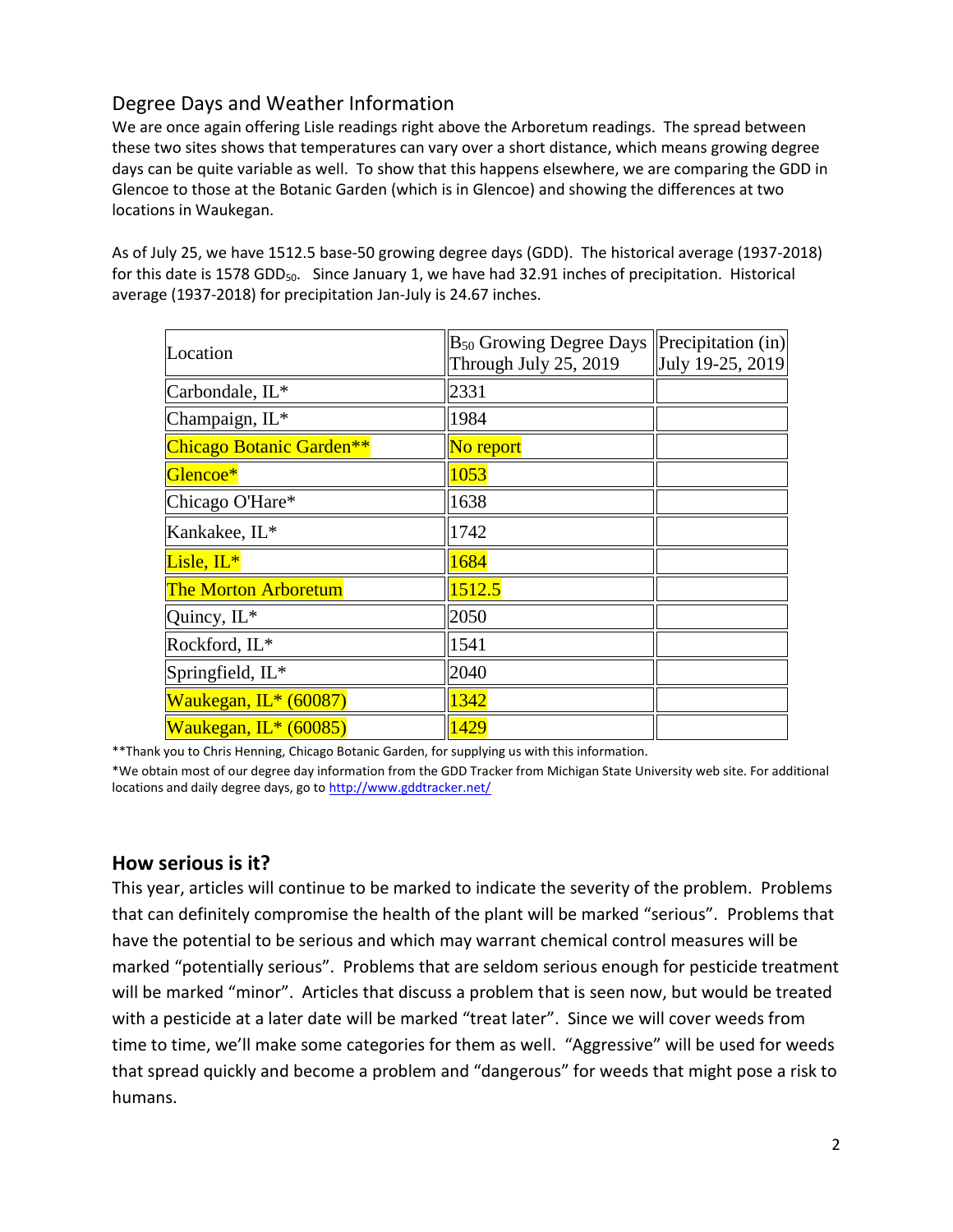## Degree Days and Weather Information

We are once again offering Lisle readings right above the Arboretum readings. The spread between these two sites shows that temperatures can vary over a short distance, which means growing degree days can be quite variable as well. To show that this happens elsewhere, we are comparing the GDD in Glencoe to those at the Botanic Garden (which is in Glencoe) and showing the differences at two locations in Waukegan.

As of July 25, we have 1512.5 base-50 growing degree days (GDD). The historical average (1937-2018) for this date is 1578 $GDD_{50}$. Since January 1, we have had 32.91 inches of precipitation. Historical average (1937-2018) for precipitation Jan-July is 24.67 inches.

| Location | $B_{50}$ Growing Degree Days Through July 25, 2019 | Precipitation (in) July 19-25, 2019 |
|---|---|---|
| Carbondale, IL* | 2331 | |
| Champaign, IL* | 1984 | |
| Chicago Botanic Garden** | No report | |
| Glencoe* | 1053 | |
| Chicago O'Hare* | 1638 | |
| Kankakee, IL* | 1742 | |
| Lisle, IL* | 1684 | |
| The Morton Arboretum | 1512.5 | |
| Quincy, IL* | 2050 | |
| Rockford, IL* | 1541 | |
| Springfield, IL* | 2040 | |
| Waukegan, IL* (60087) | 1342 | |
| Waukegan, IL* (60085) | 1429 | |

**Thank you to Chris Henning, Chicago Botanic Garden, for supplying us with this information.

*We obtain most of our degree day information from the GDD Tracker from Michigan State University web site. For additional locations and daily degree days, go to http://www.gddtracker.net/

## How serious is it?

This year, articles will continue to be marked to indicate the severity of the problem. Problems that can definitely compromise the health of the plant will be marked "serious". Problems that have the potential to be serious and which may warrant chemical control measures will be marked "potentially serious". Problems that are seldom serious enough for pesticide treatment will be marked "minor". Articles that discuss a problem that is seen now, but would be treated with a pesticide at a later date will be marked "treat later". Since we will cover weeds from time to time, we'll make some categories for them as well. "Aggressive" will be used for weeds that spread quickly and become a problem and "dangerous" for weeds that might pose a risk to humans.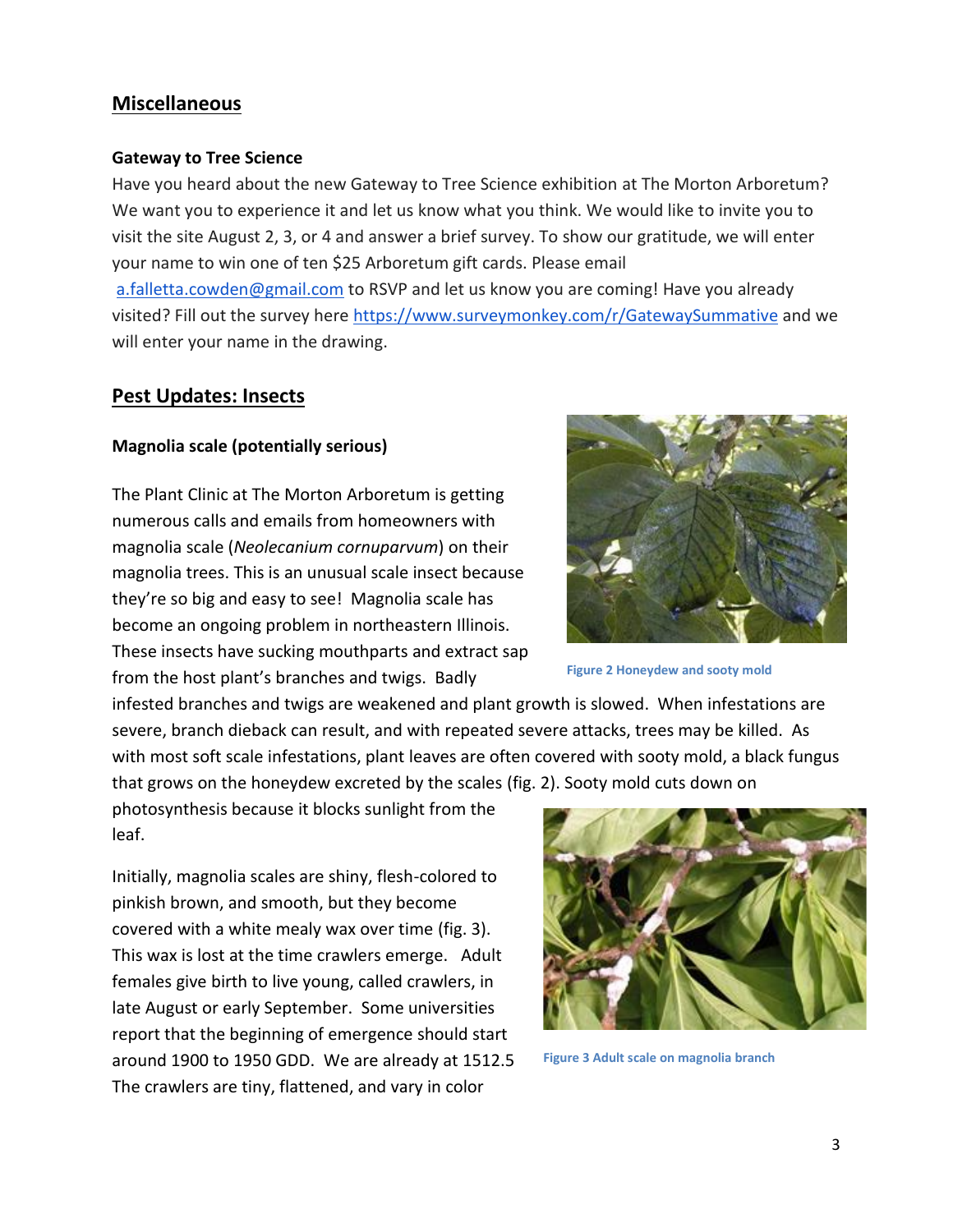## Miscellaneous

### Gateway to Tree Science

Have you heard about the new Gateway to Tree Science exhibition at The Morton Arboretum? We want you to experience it and let us know what you think. We would like to invite you to visit the site August 2, 3, or 4 and answer a brief survey. To show our gratitude, we will enter your name to win one of ten $25 Arboretum gift cards. Please email a.falletta.cowden@gmail.com to RSVP and let us know you are coming! Have you already visited? Fill out the survey here https://www.surveymonkey.com/r/GatewaySummative and we will enter your name in the drawing.

## Pest Updates: Insects

### Magnolia scale (potentially serious)

The Plant Clinic at The Morton Arboretum is getting numerous calls and emails from homeowners with magnolia scale (*Neolecanium cornuparvum*) on their magnolia trees. This is an unusual scale insect because they're so big and easy to see! Magnolia scale has become an ongoing problem in northeastern Illinois. These insects have sucking mouthparts and extract sap from the host plant's branches and twigs. Badly infested branches and twigs are weakened and plant growth is slowed. When infestations are severe, branch dieback can result, and with repeated severe attacks, trees may be killed. As with most soft scale infestations, plant leaves are often covered with sooty mold, a black fungus that grows on the honeydew excreted by the scales (fig. 2). Sooty mold cuts down on photosynthesis because it blocks sunlight from the leaf.

Figure 2 Honeydew and sooty mold

Initially, magnolia scales are shiny, flesh-colored to pinkish brown, and smooth, but they become covered with a white mealy wax over time (fig. 3). This wax is lost at the time crawlers emerge. Adult females give birth to live young, called crawlers, in late August or early September. Some universities report that the beginning of emergence should start around 1900 to 1950 GDD. We are already at 1512.5 The crawlers are tiny, flattened, and vary in color

Figure 3 Adult scale on magnolia branch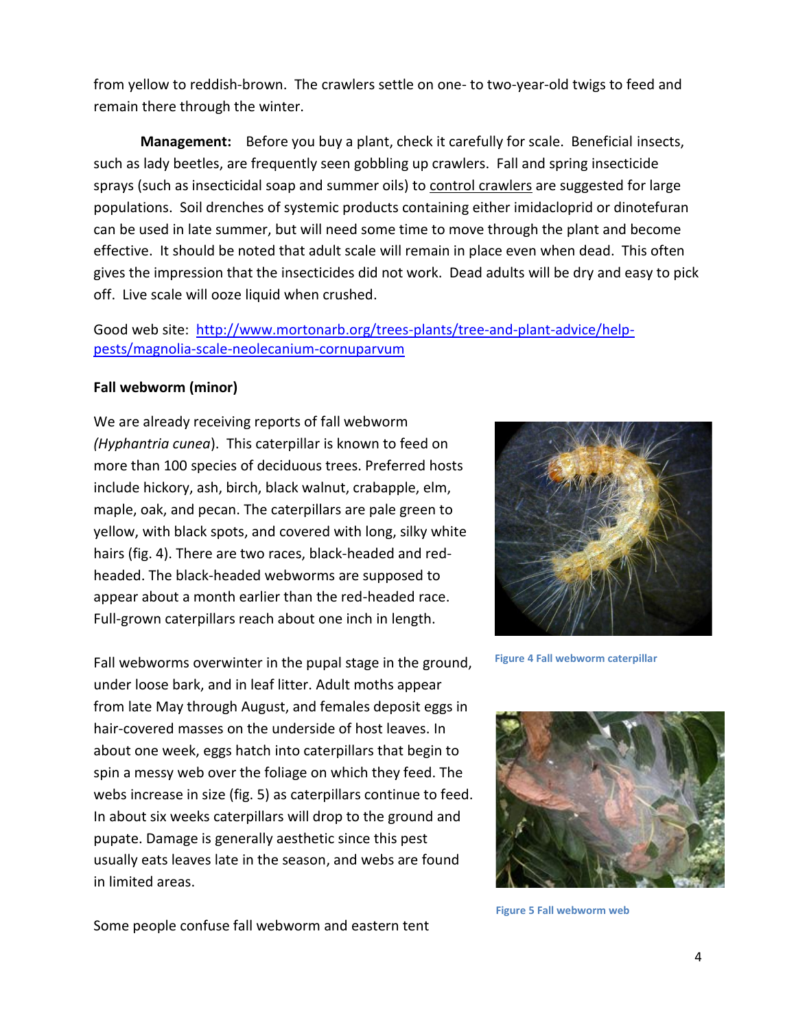from yellow to reddish-brown. The crawlers settle on one- to two-year-old twigs to feed and remain there through the winter.

**Management:** Before you buy a plant, check it carefully for scale. Beneficial insects, such as lady beetles, are frequently seen gobbling up crawlers. Fall and spring insecticide sprays (such as insecticidal soap and summer oils) to control crawlers are suggested for large populations. Soil drenches of systemic products containing either imidacloprid or dinotefuran can be used in late summer, but will need some time to move through the plant and become effective. It should be noted that adult scale will remain in place even when dead. This often gives the impression that the insecticides did not work. Dead adults will be dry and easy to pick off. Live scale will ooze liquid when crushed.

Good web site: [http://www.mortonarb.org/trees-plants/tree-and-plant-advice/help-pests/magnolia-scale-neolecanium-cornuparvum](http://www.mortonarb.org/trees-plants/tree-and-plant-advice/help-pests/magnolia-scale-neolecanium-cornuparvum)

**Fall webworm (minor)**

We are already receiving reports of fall webworm *(Hyphantria cunea*). This caterpillar is known to feed on more than 100 species of deciduous trees. Preferred hosts include hickory, ash, birch, black walnut, crabapple, elm, maple, oak, and pecan. The caterpillars are pale green to yellow, with black spots, and covered with long, silky white hairs (fig. 4). There are two races, black-headed and red-headed. The black-headed webworms are supposed to appear about a month earlier than the red-headed race. Full-grown caterpillars reach about one inch in length.

Figure 4 Fall webworm caterpillar

Fall webworms overwinter in the pupal stage in the ground, under loose bark, and in leaf litter. Adult moths appear from late May through August, and females deposit eggs in hair-covered masses on the underside of host leaves. In about one week, eggs hatch into caterpillars that begin to spin a messy web over the foliage on which they feed. The webs increase in size (fig. 5) as caterpillars continue to feed. In about six weeks caterpillars will drop to the ground and pupate. Damage is generally aesthetic since this pest usually eats leaves late in the season, and webs are found in limited areas.

Figure 5 Fall webworm web

Some people confuse fall webworm and eastern tent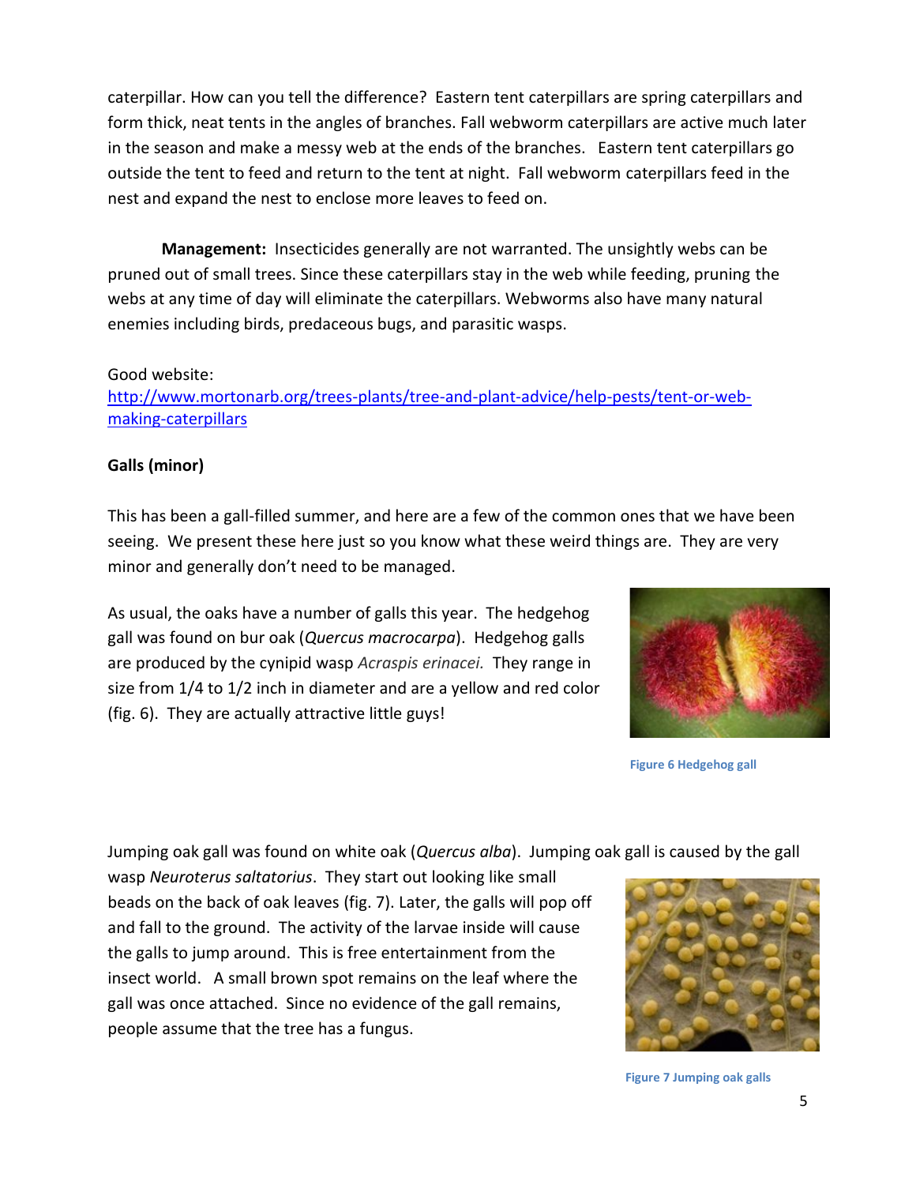caterpillar. How can you tell the difference? Eastern tent caterpillars are spring caterpillars and form thick, neat tents in the angles of branches. Fall webworm caterpillars are active much later in the season and make a messy web at the ends of the branches. Eastern tent caterpillars go outside the tent to feed and return to the tent at night. Fall webworm caterpillars feed in the nest and expand the nest to enclose more leaves to feed on.

**Management:** Insecticides generally are not warranted. The unsightly webs can be pruned out of small trees. Since these caterpillars stay in the web while feeding, pruning the webs at any time of day will eliminate the caterpillars. Webworms also have many natural enemies including birds, predaceous bugs, and parasitic wasps.

Good website:
[http://www.mortonarb.org/trees-plants/tree-and-plant-advice/help-pests/tent-or-web-making-caterpillars](http://www.mortonarb.org/trees-plants/tree-and-plant-advice/help-pests/tent-or-web-making-caterpillars)

**Galls (minor)**

This has been a gall-filled summer, and here are a few of the common ones that we have been seeing. We present these here just so you know what these weird things are. They are very minor and generally don't need to be managed.

As usual, the oaks have a number of galls this year. The hedgehog gall was found on bur oak (*Quercus macrocarpa*). Hedgehog galls are produced by the cynipid wasp *Acraspis erinacei.* They range in size from 1/4 to 1/2 inch in diameter and are a yellow and red color (fig. 6). They are actually attractive little guys!

Figure 6 Hedgehog gall

Jumping oak gall was found on white oak (*Quercus alba*). Jumping oak gall is caused by the gall wasp *Neuroterus saltatorius*. They start out looking like small beads on the back of oak leaves (fig. 7). Later, the galls will pop off and fall to the ground. The activity of the larvae inside will cause the galls to jump around. This is free entertainment from the insect world. A small brown spot remains on the leaf where the gall was once attached. Since no evidence of the gall remains, people assume that the tree has a fungus.

Figure 7 Jumping oak galls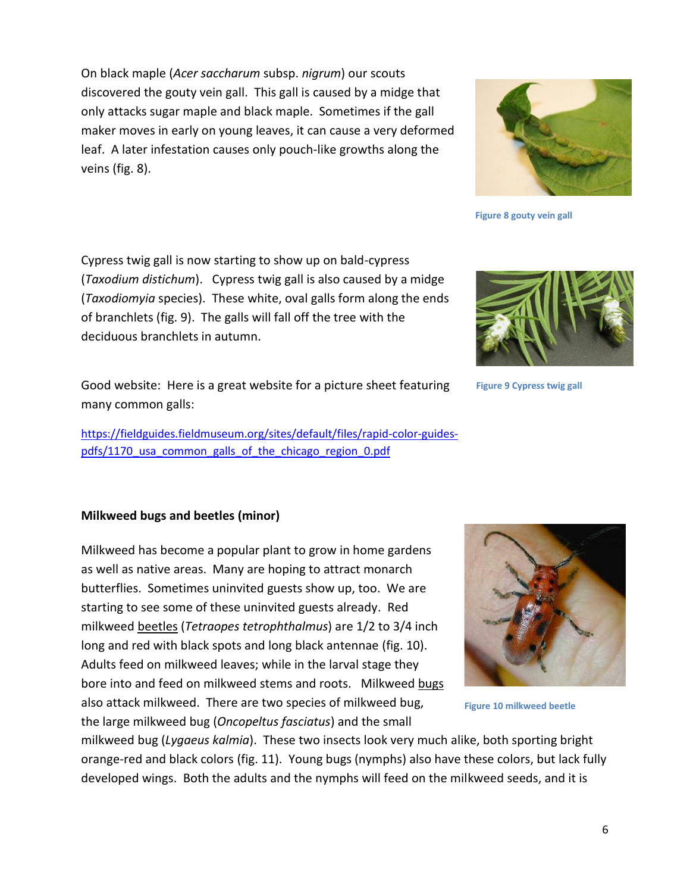On black maple (*Acer saccharum* subsp. *nigrum*) our scouts discovered the gouty vein gall. This gall is caused by a midge that only attacks sugar maple and black maple. Sometimes if the gall maker moves in early on young leaves, it can cause a very deformed leaf. A later infestation causes only pouch-like growths along the veins (fig. 8).

Figure 8 gouty vein gall

Cypress twig gall is now starting to show up on bald-cypress (*Taxodium distichum*). Cypress twig gall is also caused by a midge (*Taxodiomyia* species). These white, oval galls form along the ends of branchlets (fig. 9). The galls will fall off the tree with the deciduous branchlets in autumn.

Figure 9 Cypress twig gall

Good website: Here is a great website for a picture sheet featuring many common galls:

[https://fieldguides.fieldmuseum.org/sites/default/files/rapid-color-guides-pdfs/1170_usa_common_galls_of_the_chicago_region_0.pdf](https://fieldguides.fieldmuseum.org/sites/default/files/rapid-color-guides-pdfs/1170_usa_common_galls_of_the_chicago_region_0.pdf)

**Milkweed bugs and beetles (minor)**

Milkweed has become a popular plant to grow in home gardens as well as native areas. Many are hoping to attract monarch butterflies. Sometimes uninvited guests show up, too. We are starting to see some of these uninvited guests already. Red milkweed <u>beetles</u> (*Tetraopes tetrophthalmus*) are 1/2 to 3/4 inch long and red with black spots and long black antennae (fig. 10). Adults feed on milkweed leaves; while in the larval stage they bore into and feed on milkweed stems and roots. Milkweed <u>bugs</u> also attack milkweed. There are two species of milkweed bug, the large milkweed bug (*Oncopeltus fasciatus*) and the small milkweed bug (*Lygaeus kalmia*). These two insects look very much alike, both sporting bright orange-red and black colors (fig. 11). Young bugs (nymphs) also have these colors, but lack fully developed wings. Both the adults and the nymphs will feed on the milkweed seeds, and it is

Figure 10 milkweed beetle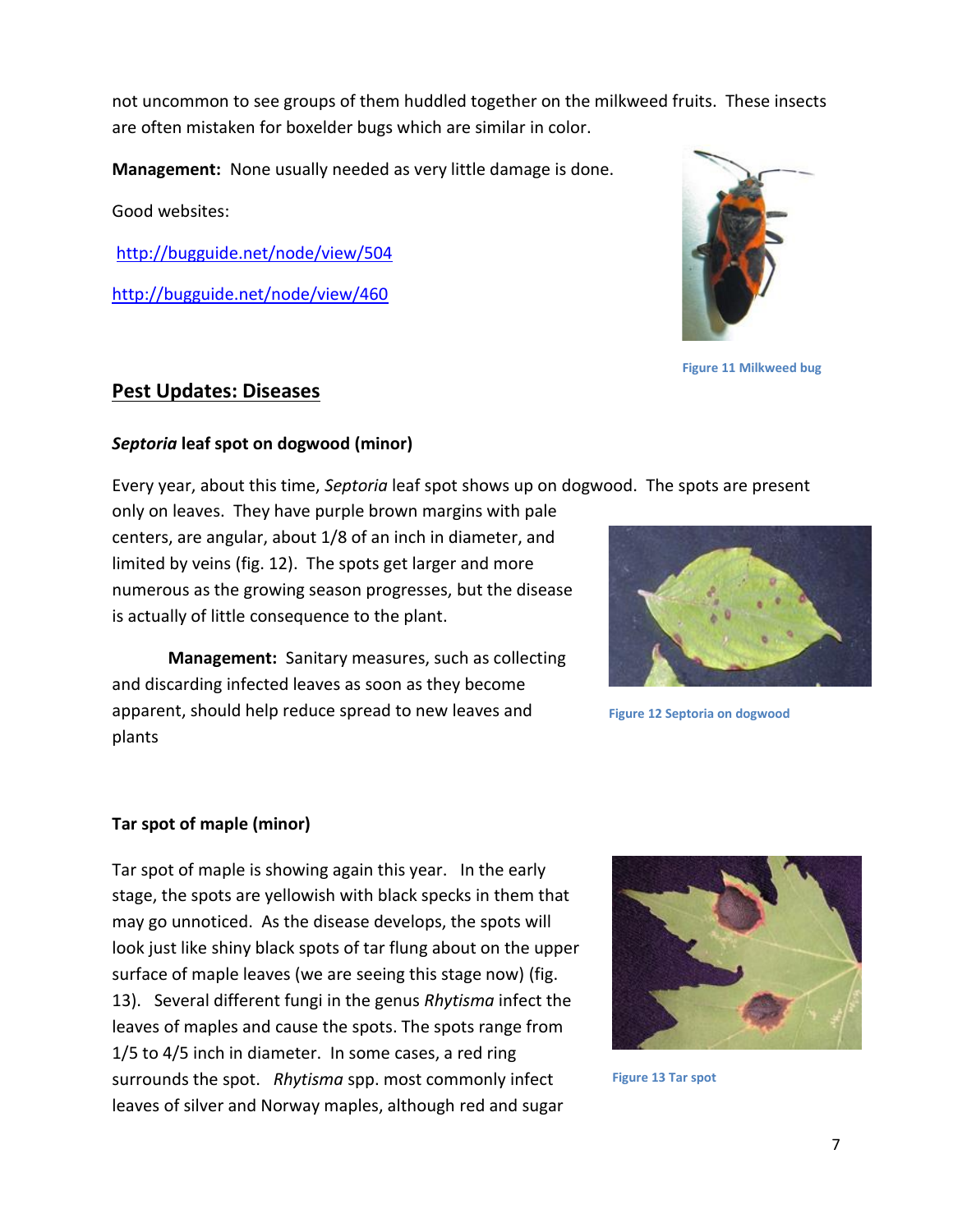not uncommon to see groups of them huddled together on the milkweed fruits. These insects are often mistaken for boxelder bugs which are similar in color.

**Management:** None usually needed as very little damage is done.

Good websites:

http://bugguide.net/node/view/504

http://bugguide.net/node/view/460

Figure 11 Milkweed bug

## Pest Updates: Diseases

### *Septoria* leaf spot on dogwood (minor)

Every year, about this time, *Septoria* leaf spot shows up on dogwood. The spots are present only on leaves. They have purple brown margins with pale centers, are angular, about 1/8 of an inch in diameter, and limited by veins (fig. 12). The spots get larger and more numerous as the growing season progresses, but the disease is actually of little consequence to the plant.

**Management:** Sanitary measures, such as collecting and discarding infected leaves as soon as they become apparent, should help reduce spread to new leaves and plants

Figure 12 Septoria on dogwood

### Tar spot of maple (minor)

Tar spot of maple is showing again this year. In the early stage, the spots are yellowish with black specks in them that may go unnoticed. As the disease develops, the spots will look just like shiny black spots of tar flung about on the upper surface of maple leaves (we are seeing this stage now) (fig. 13). Several different fungi in the genus *Rhytisma* infect the leaves of maples and cause the spots. The spots range from 1/5 to 4/5 inch in diameter. In some cases, a red ring surrounds the spot. *Rhytisma* spp. most commonly infect leaves of silver and Norway maples, although red and sugar

Figure 13 Tar spot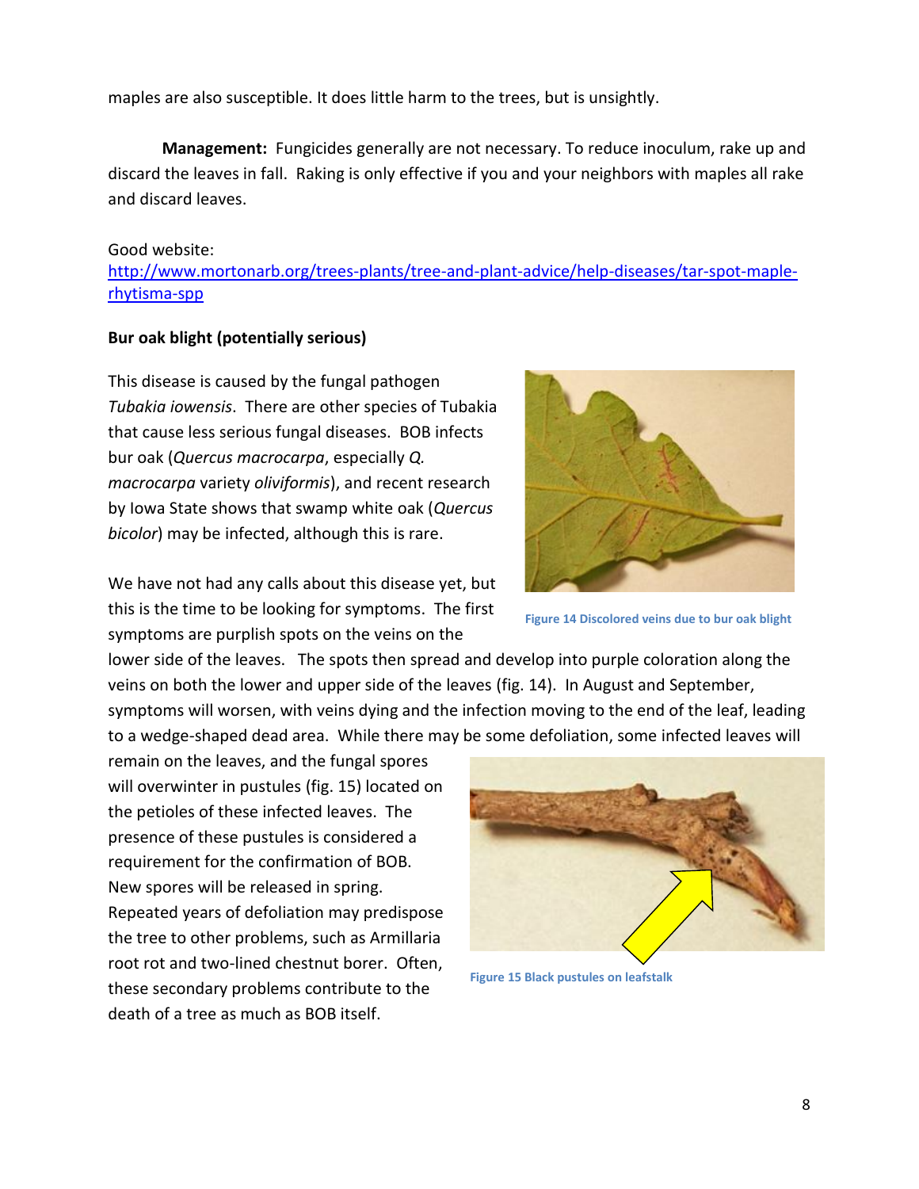maples are also susceptible. It does little harm to the trees, but is unsightly.

**Management:** Fungicides generally are not necessary. To reduce inoculum, rake up and discard the leaves in fall. Raking is only effective if you and your neighbors with maples all rake and discard leaves.

Good website:
[http://www.mortonarb.org/trees-plants/tree-and-plant-advice/help-diseases/tar-spot-maple-rhytisma-spp](http://www.mortonarb.org/trees-plants/tree-and-plant-advice/help-diseases/tar-spot-maple-rhytisma-spp)

**Bur oak blight (potentially serious)**

This disease is caused by the fungal pathogen *Tubakia iowensis*. There are other species of Tubakia that cause less serious fungal diseases. BOB infects bur oak (*Quercus macrocarpa*, especially *Q. macrocarpa* variety *oliviformis*), and recent research by Iowa State shows that swamp white oak (*Quercus bicolor*) may be infected, although this is rare.

Figure 14 Discolored veins due to bur oak blight

We have not had any calls about this disease yet, but this is the time to be looking for symptoms. The first symptoms are purplish spots on the veins on the lower side of the leaves. The spots then spread and develop into purple coloration along the veins on both the lower and upper side of the leaves (fig. 14). In August and September, symptoms will worsen, with veins dying and the infection moving to the end of the leaf, leading to a wedge-shaped dead area. While there may be some defoliation, some infected leaves will remain on the leaves, and the fungal spores will overwinter in pustules (fig. 15) located on the petioles of these infected leaves. The presence of these pustules is considered a requirement for the confirmation of BOB. New spores will be released in spring. Repeated years of defoliation may predispose the tree to other problems, such as Armillaria root rot and two-lined chestnut borer. Often, these secondary problems contribute to the death of a tree as much as BOB itself.

Figure 15 Black pustules on leafstalk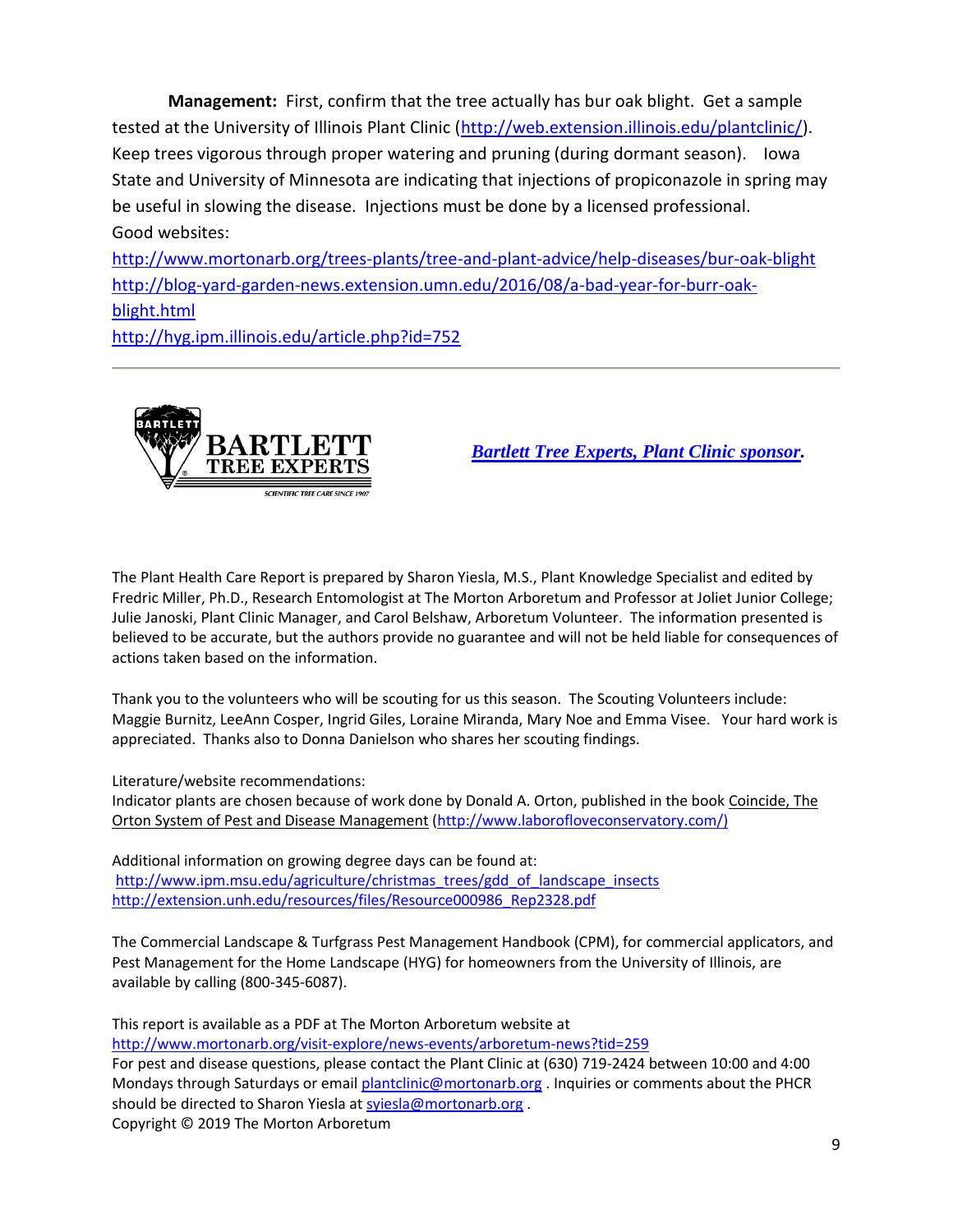**Management:** First, confirm that the tree actually has bur oak blight. Get a sample tested at the University of Illinois Plant Clinic (http://web.extension.illinois.edu/plantclinic/). Keep trees vigorous through proper watering and pruning (during dormant season). Iowa State and University of Minnesota are indicating that injections of propiconazole in spring may be useful in slowing the disease. Injections must be done by a licensed professional.

Good websites:

http://www.mortonarb.org/trees-plants/tree-and-plant-advice/help-diseases/bur-oak-blight
http://blog-yard-garden-news.extension.umn.edu/2016/08/a-bad-year-for-burr-oak-blight.html
http://hyg.ipm.illinois.edu/article.php?id=752

---

BARTLETT TREE EXPERTS
SCIENTIFIC TREE CARE SINCE 1907

***Bartlett Tree Experts, Plant Clinic sponsor.***

The Plant Health Care Report is prepared by Sharon Yiesla, M.S., Plant Knowledge Specialist and edited by Fredric Miller, Ph.D., Research Entomologist at The Morton Arboretum and Professor at Joliet Junior College; Julie Janoski, Plant Clinic Manager, and Carol Belshaw, Arboretum Volunteer. The information presented is believed to be accurate, but the authors provide no guarantee and will not be held liable for consequences of actions taken based on the information.

Thank you to the volunteers who will be scouting for us this season. The Scouting Volunteers include: Maggie Burnitz, LeeAnn Cosper, Ingrid Giles, Loraine Miranda, Mary Noe and Emma Visee. Your hard work is appreciated. Thanks also to Donna Danielson who shares her scouting findings.

Literature/website recommendations:
Indicator plants are chosen because of work done by Donald A. Orton, published in the book Coincide, The Orton System of Pest and Disease Management (http://www.laborofloveconservatory.com/)

Additional information on growing degree days can be found at:
http://www.ipm.msu.edu/agriculture/christmas_trees/gdd_of_landscape_insects
http://extension.unh.edu/resources/files/Resource000986_Rep2328.pdf

The Commercial Landscape & Turfgrass Pest Management Handbook (CPM), for commercial applicators, and Pest Management for the Home Landscape (HYG) for homeowners from the University of Illinois, are available by calling (800-345-6087).

This report is available as a PDF at The Morton Arboretum website at
http://www.mortonarb.org/visit-explore/news-events/arboretum-news?tid=259
For pest and disease questions, please contact the Plant Clinic at (630) 719-2424 between 10:00 and 4:00 Mondays through Saturdays or email plantclinic@mortonarb.org . Inquiries or comments about the PHCR should be directed to Sharon Yiesla at syiesla@mortonarb.org .
Copyright © 2019 The Morton Arboretum